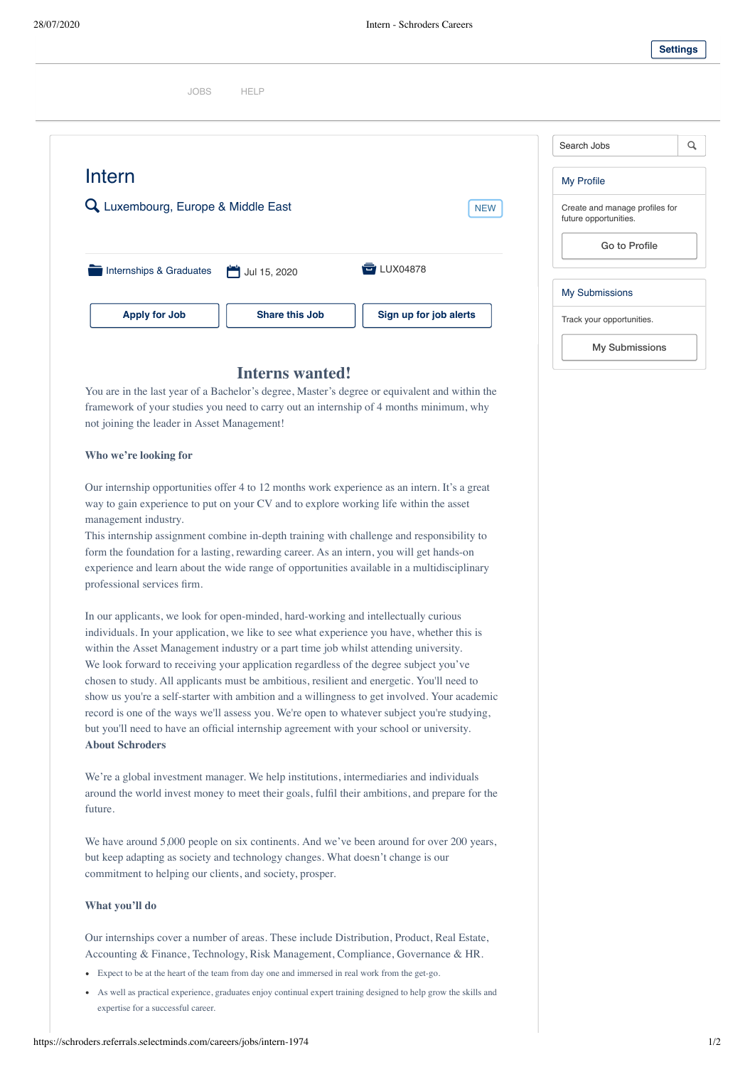Settings

JOBS HELP

# Intern

Luxembourg, Europe & Middle East

NEW

Internships & Graduates Jul 15, 2020 LUX04878

Apply for Job | Share this Job | Sign up for job alerts

Search Jobs

**My Profile**

Create and manage profiles for future opportunities.

Go to Profile

**My Submissions**

Track your opportunities.

My Submissions

## Interns wanted!

You are in the last year of a Bachelor's degree, Master's degree or equivalent and within the framework of your studies you need to carry out an internship of 4 months minimum, why not joining the leader in Asset Management!

**Who we're looking for**

Our internship opportunities offer 4 to 12 months work experience as an intern. It's a great way to gain experience to put on your CV and to explore working life within the asset management industry.
This internship assignment combine in-depth training with challenge and responsibility to form the foundation for a lasting, rewarding career. As an intern, you will get hands-on experience and learn about the wide range of opportunities available in a multidisciplinary professional services firm.

In our applicants, we look for open-minded, hard-working and intellectually curious individuals. In your application, we like to see what experience you have, whether this is within the Asset Management industry or a part time job whilst attending university.
We look forward to receiving your application regardless of the degree subject you've chosen to study. All applicants must be ambitious, resilient and energetic. You'll need to show us you're a self-starter with ambition and a willingness to get involved. Your academic record is one of the ways we'll assess you. We're open to whatever subject you're studying, but you'll need to have an official internship agreement with your school or university.
**About Schroders**

We're a global investment manager. We help institutions, intermediaries and individuals around the world invest money to meet their goals, fulfil their ambitions, and prepare for the future.

We have around 5,000 people on six continents. And we've been around for over 200 years, but keep adapting as society and technology changes. What doesn't change is our commitment to helping our clients, and society, prosper.

**What you'll do**

Our internships cover a number of areas. These include Distribution, Product, Real Estate, Accounting & Finance, Technology, Risk Management, Compliance, Governance & HR.

- Expect to be at the heart of the team from day one and immersed in real work from the get-go.
- As well as practical experience, graduates enjoy continual expert training designed to help grow the skills and expertise for a successful career.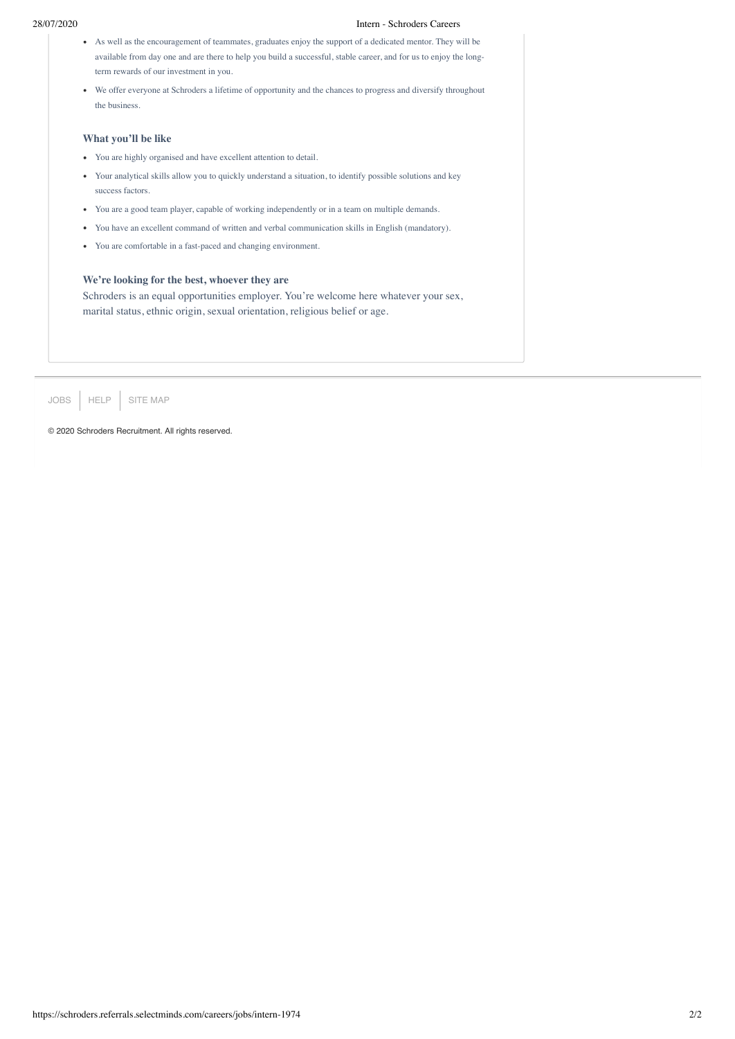- As well as the encouragement of teammates, graduates enjoy the support of a dedicated mentor. They will be available from day one and are there to help you build a successful, stable career, and for us to enjoy the long-term rewards of our investment in you.
- We offer everyone at Schroders a lifetime of opportunity and the chances to progress and diversify throughout the business.

### What you'll be like

- You are highly organised and have excellent attention to detail.
- Your analytical skills allow you to quickly understand a situation, to identify possible solutions and key success factors.
- You are a good team player, capable of working independently or in a team on multiple demands.
- You have an excellent command of written and verbal communication skills in English (mandatory).
- You are comfortable in a fast-paced and changing environment.

### We're looking for the best, whoever they are

Schroders is an equal opportunities employer. You're welcome here whatever your sex, marital status, ethnic origin, sexual orientation, religious belief or age.

JOBS | HELP | SITE MAP

© 2020 Schroders Recruitment. All rights reserved.